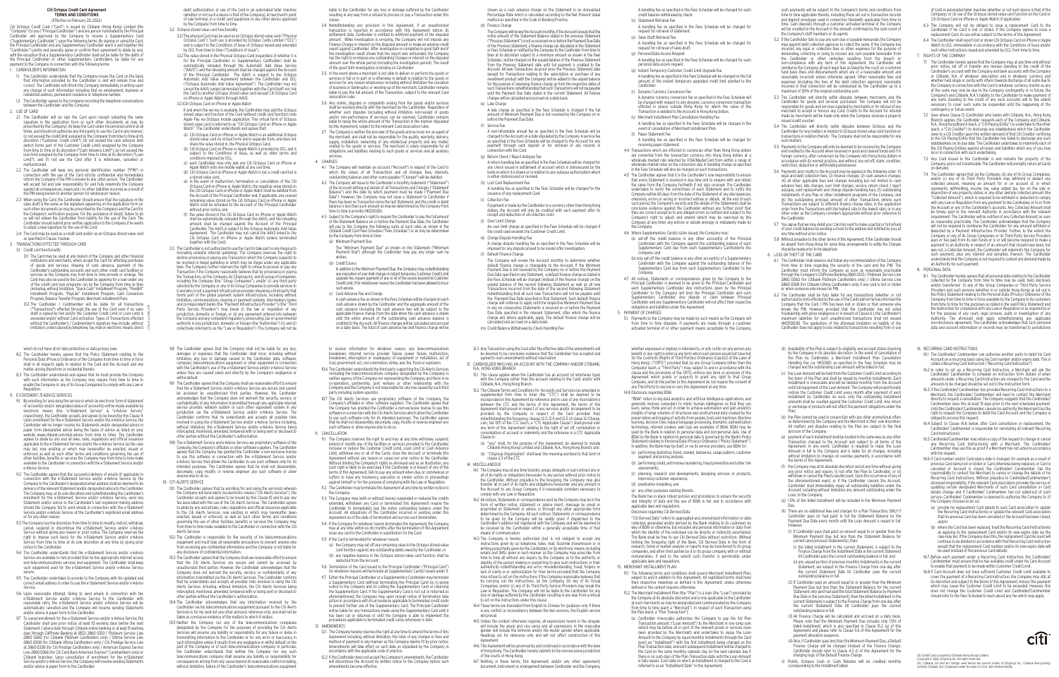# Citi Octopus Credit Card Agreement
## TERMS AND CONDITIONS
(Effective on February 20, 2022)

Citi Octopus Credit Card ("Card") is issued by Citibank (Hong Kong) Limited ("Company") to you ("Principal Cardholder") and/or any person nominated by the Principal Cardholder and approved by the Company to receive a Supplementary Card ("Supplementary Cardholder") upon the following terms. By signing or using the Card, the Principal Cardholder and any Supplementary Cardholder (each a and together the "Cardholder") jointly and severally agree or confirm their agreement to abide by and, with the exception that a Supplementary Cardholder shall not be liable for the debts of the Principal Cardholder or other Supplementary Cardholders, be liable for any payment to the Company in connection with the following terms:

1. CARDHOLDER'S INFORMATION

1.1 The Cardholder understands that the Company issues the Card on the basis that information provided by the Cardholder is and will remain true and correct. The Cardholder will inform the Company immediately in writing upon any change of such information including that on employment, business or residential address, permanent residence or telephone number.

1.2 The Cardholder agrees to the Company recording the telephone conversations between the Cardholder and the Company.

2. USE OF CARD

2.1 (a) Cardholder will (a) sign the Card upon receipt (adopting the same signature in the application form or such other documents as may be prescribed by the Company); (b) keep the Card under his personal control at all times, and should not authorize any third party to use the Card in any manner; (c) not exceed the credit limit assigned by the Company from time to time at its discretion ("Customer Credit Limit"); (d) not exceed the cash advance limit (which forms part of the Customer Credit Limit) assigned by the Company from time to time at its discretion ("Cash Advance Limit"); (e) not exceed the loan limit assigned by the Company from time to time at its discretion ("Loan Limit"); and (f) not use the Card after it is withdrawn, cancelled or malfunctioned.

2.2 The Cardholder will keep any personal identification number ("PIN") in connection with the use of the Card strictly confidential and immediately inform the Company if the PIN is known to any other person. The Cardholder will accept full and sole responsibility for and fully indemnify the Company against all consequences, losses and / or other liabilities incurred as a result of the PIN being known to another person for whatever reasons.

2.3 When using the Card, the Cardholder should ensure that the signature in the sales draft is the same as the signature appearing on the application form (or such other documents as may be prescribed by the Company) and the Card for the Company's verification purpose. For the avoidance of doubt, failure to do so will not relieve the Cardholder from liability for the use of the Card. The Cardholder should submit prior written application to the Company if he wants to adopt a new signature for the use of his Card.

2.4 The Card may be used as a credit card and/or as an Octopus stored value card as specified in Clause 3 below.

3. TRANSACTIONS EFFECTED THROUGH CARD

3.1 Credit card functionality

3.1.1 The Card may be used at any branch of the Company and other financial institutions and merchants, which accept the Card for effecting purchases of goods and services, drawing of cash advance, payment of the Cardholder's outstanding accounts and such other credit card facilities or services as the Company may from time to time provide or arrange. The Card may also be used by the Cardholder by applying for a loan under any of the credit card loan programs run by the Company from time to time (including, without limitation, "Quick Cash" Installment Program, "FlexiBill" Installment Program, "PayLite" Installment Program, Cash Conversion Program, Balance Transfer Program, Merchant Installment Plan).

3.1.2 The Cardholder / Cardmember will be liable for all transactions ("Transactions") effected through the use of the Card even if no sales draft is signed by him and/or the Customer Credit Limit or Loan Limit is exceeded and/or without Card activation. Types of Transactions effected without the Cardholder's / Cardmember's signature may include, without limitation, orders placed by telephone, fax, mail or electronic means, direct debit authorization, or use of the Card in an automated teller machine (whether or not such a device is that of the Company), at merchant's point of sale terminal, in a credit card payphone or any other device approved by the Company from time to time.

3.2 Octopus stored value card functionality

3.2.1 The physical Card may be used as an Octopus stored value card ("Physical Octopus Card"). Such use is provided by Octopus Cards Limited ("OCL") and is subject to the Conditions of Issue of Octopus issued and amended by OCL from time to time ("Conditions of Issue").

3.2.2 The value stored in the Physical Octopus Card (regardless of whether it is for the Principal Cardholder or Supplementary Cardholder) shall be automatically reloaded through the Automatic Add Value Service ("AAVS"), and the reloading amount shall be charged against the Account of the Principal Cardholder. The AAVS is subject to the Octopus Automatic Add Value Agreement between the Cardholder and OCL ("Octopus Automatic Add Value Agreement"). The Cardholder may not cancel the AAVS service (except together with the Card itself) nor link the Card to another Octopus stored value card (except Citi Octopus Card on iPhone or Apple Watch) through AAVS.

3.2.3 Citi Octopus Card on iPhone or Apple Watch

If and when the service is available, the Cardholder may add the Octopus stored value card function of the Card (without credit card function) onto Apple Pay via Octopus mobile application. This virtual form of Octopus stored value card is referred to as "Citi Octopus Card on iPhone or Apple Watch". The Cardholder understands and agrees that:

(a) Citi Octopus Card on iPhone or Apple Watch is an additional Octopus stored value card or a virtual form and is separate from, and does not share the value stored in, the Physical Octopus Card;

(b) Citi Octopus Card on iPhone or Apple Watch is provided by OCL, and is subject to the Conditions of Issue, as well as other terms and conditions imposed by OCL;

(c) each Cardholder may only add one Citi Octopus Card on iPhone or Apple Watch onto one mobile wallet at any one time;

(d) Citi Octopus Card on iPhone or Apple Watch is not a credit card but is a stored value card;

(e) in the event of malfunction, termination or cancellation of the Citi Octopus Card on iPhone or Apple Watch, the negative value stored on the Citi Octopus Card on iPhone or Apple Watch shall be debited from the Account of the Principal Cardholder and, if applicable, any unused remaining value stored on the Citi Octopus Card on iPhone or Apple Watch should be refunded to the Account of the Principal Cardholder without notice; and

(f) the value stored in the Citi Octopus Card in iPhone or Apple Watch shall be automatically reloaded through the AAVS, and the reloading amount shall be charged against the Account of the Principal Cardholder. The AAVS is subject to the Octopus Automatic Add Value Agreement. The Cardholder may not cancel the AAVS linked to the Citi Octopus Card on iPhone or Apple Watch (unless terminated together with the Card).

3.3 The Cardholder is not authorized to use the Card to take part in any illegal acts (including unlawful internet gambling). The Company reserves the right to decline processing or paying any Transaction which the Company suspects to be involved in illegal gambling or which may be illegal under any applicable laws. The Company further reserves the right to refuse to process or pay any Transaction if the Company reasonably believes that by processing or paying the Transaction, the Company, its Citigroup Inc. and its group of companies, including the Company (the "Group Companies"), and/or (ii) any third party selected by the Company or any of its Group Companies to provide services to it and who is not a payment infrastructure provider (meaning a third party that forms part of the global payment system infrastructure, including without limitation, communications, clearing or payment systems, intermediary banks and correspondent banks (the "Payment Infrastructure Provider") (the "Third Party Service Providers") may breach (i) the law or regulation of any jurisdiction, domestic or foreign, or (ii) any agreement entered into between the Company and any competent regulatory, prosecuting, tax or governmental authority in any jurisdiction, domestic or foreign (the "Authorities") (i) and (ii) collectively referred to as the "Law or Regulation"). The Company will not be liable for any loss or damage suffered by the Cardholder resulting in any way from a refusal to process or pay a Transaction under this clause.

3.4 Notwithstanding any provision in this Agreement, if an unauthorized transaction is reported in accordance with this Agreement before its settlement date, Cardholder is entitled to withhold payment of the disputed amount. While investigation is ongoing, the Company will not impose any Finance Charge or interest on the disputed amount or make an adverse credit report against Cardholder. After investigation is completed in good faith and if the investigation result shows that the report was unfounded, the Company has the right to re-impose any outstanding Charge or interest on the disputed amount over the whole period (including the investigation period). The result of the good faith investigation is binding on Cardholder.

3.5 In the event where a merchant is not able to deliver or perform the goods or services in full or in part or is otherwise in default in relation to the goods or services for any reason whatsoever, including without limitation the cessation of business or bankruptcy or winding-up of the merchant, Cardholder remains liable to pay the full amount of the Transaction, subject to the relevant Card association rules.

3.6 Any claims, disputes or complaints arising from the goods and/or services should be resolved directly with the merchant by the Cardholder. Regardless of whether such disputes (including without limitation non-receipt of goods and/or non-performance of services) can be resolved, Cardholder remains liable to repay the entire amount of the Transaction in the manner stipulated in this Agreement, subject to the relevant Card association rules.

3.7 The Company is neither the provider of the goods and services nor an agent of the merchant, and shall not be responsible for the quality, warranty, delivery, supply, installation, ownership of any intellectual property and any matter related to the goods or services. The merchant is solely responsible for all obligations and liabilities relating to such goods or services and all ancillary services.

4. CHARGES

4.1 The Company will maintain an account ("Account") in respect of the Card to which the values of all Transactions and all charges, fees, interests, outstanding balances and other sums payable ("Charges") will be debited.

4.2 The Company will issue to the Cardholder a monthly statement ("Statement") of the Account setting out details of all Transactions and Charges ("Statement Balance") and the date by which payment must be made ("Payment Due Date"). However, the Company may not issue a Statement to Cardholder if there has been no Transaction since the last Statement, and the credit or debit balance is less than such amount as may be determined by the Company from time to time (currently HK$20.00).

4.3 Subject to the Company's right to require the Cardholder to pay the full amount of the Statement Balance on or before the Payment Due Date, the Cardholder will pay to the Company the following sums at such rates as shown in the Citibank Credit Card Schedule ("Fees Schedule") or as may be determined by the Company from time to time:

(a) Minimum Payment Due

The "Minimum Payment Due" as shown on the Statement ("Minimum Payment Due") although the Cardholder may pay any larger sum he wishes.

(b) Credit Excess

In addition to the Minimum Payment Due, the Company may notwithstanding any imposition of over limit charge or instant temporary Customer Credit Limit upgrade fee, require payment of any or all of the excess beyond his Customer Credit Limit, if for whatever reason the Cardholder has been allowed to incur such excess.

(c) Cash Advance Fee and Charge

A cash advance fee as shown in the Fees Schedule will be charged on each cash advance drawn by the Cardholder and the aggregate amount of the cash advance (including the cash advance fee) will be subject to the applicable finance charge from the date when the cash advance is drawn until the entire amount of the outstanding cash advance balance is credited to the Account. All finance charge will be calculated and accrued on a daily basis. The total of cash advance fee and finance charge will be shown as a cash advance charge on the Statement in an Annualized Percentage Rate which is calculated according to the Net Present Value method as specified in the Code of Banking Practice.

(d) Finance Charge

The Company will review the Account monthly. If the Account reveals that the entire amount of the Statement Balance stated in the previous Statement ("Previous Statement") is not received on or before the Payment Due Date of the Previous Statement, a finance charge as stipulated in the Statement or Fees Schedule or notified by the Company to the Cardholder from time to time at its discretion subject to a minimum amount as shown in the Fees Schedule will be charged on the unpaid balance of the Previous Statement from the Previous Statement date until full payment is credited to the Account. All new Transactions incurred since the Previous Statement date (except for Transactions relating to the subscription or purchase of any investment product with the Company) will be subject to the unpaid balance for the purpose of assessing finance charge as from the respective dates of such Transactions notwithstanding that such Transactions will not be payable until the Payment Due Date stated in the current Statement. All finance charges will be calculated and accrued on a daily basis.

(e) Late Charge

A late charge as specified in the Fees Schedule is charged if the full amount of Minimum Payment Due is not received by the Company on or before the Payment Due Date.

(f) Service Fee

A non-refundable annual fee as specified in the Fees Schedule will be charged to the Account on a date stipulated by the Company. A service fee as specified in the Fees Schedule will be charged to the Account for any payment through cash deposit or for retrieval of any records in connection with the Card.

(g) Return Check / Reject Autopay Fee

A return handling fee as specified in the Fees Schedule will be charged for any check issued in settlement of account which is dishonoured by the bank on which it is drawn or in relation to any autopay authorization which is either dishonoured or revoked.

(h) Lost Card Replacement Fee

A handling fee as specified in the Fees Schedule will be charged for the issuance of any replacement Card.

(i) Collection Fee

If payment is made by the Cardholder in a currency other than Hong Kong dollars, the Account will only be credited with such payment after its receipt and deduction of all collection costs.

(j) Over Limit Charge

An over limit charge as specified in the Fees Schedule will be charged if the credit used exceeds the Customer Credit Limit.

(k) Charge Dispute Handling Fee

A charge dispute handling fee as specified in the Fees Schedule will be imposed for any dispute proved to be invalid after investigation.

(l) Default Finance Charge

The Company will review the Account monthly to determine whether default finance charge is chargeable to the Account. If the Minimum Payment Due is not received by the Company on or before the Payment Due Date specified in any Statement, a default finance charge as stated in the Fees Schedule will be charged (instead of the finance charge) on the unpaid balance of the second following Statement as well as all new Transactions incurred from the date of the second following Statement notwithstanding that all such new Transactions will not be payable until the Payment Due Date specified in that Statement. Such default finance charge will continue to apply until the respective Minimum Payment Due in any six consecutive Statements is received on or before the Payment Due Date specified in the relevant Statement, after which the finance charge will where applicable, apply. The default finance charge will be calculated and accrued on a daily basis.

(m) Credit Balance Withdrawal by Check Handling Fee

A handling fee as specified in the Fees Schedule will be charged for each credit balance withdrawal by check.

(n) Statement Retrieval Fee

A handling fee as specified in the Fees Schedule will be charged for request for retrieval of statement.

(o) Sales Draft Retrieval Fee

A handling fee as specified in the Fees Schedule will be charged for request for retrieval of sales draft.

(p) Personal Data Access Request

A handling fee as specified in the Fees Schedule will be charged for each personal data access request.

(q) Instant Temporary Customer Credit Limit Upgrade Fee

A handling fee as specified in the Fees Schedule will be charged on the full amount of the instant temporary upgraded credit limit granted to the Cardholder.

(r) Dynamic Currency Conversion Fee

A dynamic currency conversion fee as specified in the Fees Schedule will be charged with respect to any dynamic currency conversion transaction effected in places outside Hong Kong for which the value of the Transaction is debited to the Account in Hong Kong dollars.

(s) Merchant Installment Plan Cancellation Handling Fee

A handling fee as specified in the Fees Schedule will be charged in the event of cancellation of Merchant Installment Plan.

(t) Paper Statement Fee

A handling fee as specified in the Fees Schedule will be charged for receiving paper statement.

4.4 Transactions which are effected in currencies other than Hong Kong dollars are converted from the transaction currency into Hong Kong dollars at a wholesale market rate selected by VISA/MasterCard from within a range of wholesale market rates on the conversion day. A handling charge as specified in the Fees Schedule will also be charged on such transactions.

4.5 The Cardholder agrees that it is the Cardholder's sole responsibility to ensure that every Statement is received in due time and to enquire with and obtain the same from the Company forthwith if not duly received. The Cardholder undertakes to verify the correctness of each Statement and to notify the Company within 60 days from the date of the Statement of any discrepancies, omissions, errors or wrong or incorrect entries or details. At the end of each such period, the Company's records and the details of the Statement shall be conclusive evidence against the Cardholder without any further proof that they are correct except as to any alleged errors so notified and subject to the Company's right to adjust and amend (which may be exercised by the Company at any time) any entries or details wrongly or mistakenly made by the Company.

4.6 Where Supplementary Card(s) is/are issued, the Company may:

(a) set-off the credit balance in any other account(s) of the Principal Cardholder with the Company against the outstanding balance of any Supplementary Card due from such Supplementary Cardholder(s) to the Company; and

(b) only set-off the credit balance in any other account(s) of a Supplementary Cardholder with the Company against the outstanding balance of the Supplementary Card due from such Supplementary Cardholder to the Company.

4.7 All notices, Statements or correspondence given by the Company to the Principal Cardholder is deemed to be given to the Principal Cardholder and such Supplementary Cardholder. Any instructions given by the Principal Cardholder to the Company will bind all Supplementary Cardholders. The Principal Cardholder and Supplementary Cardholder shall be responsible for their respective obligations and liabilities under this Agreement.

5. PAYMENT OF CHARGES

5.1 Payments to the Company may be made by such means as the Company will from time to time stipulate. If payments are made through a customer activated terminal of or other payment means acceptable to the Company, such payments will be subject to the Company's terms and conditions from time to time applicable thereto, including those set out in transaction records and deposit envelopes used in connection therewith applicable from time to time. Cash deposits through a customer activated terminal of the Company will be credited to the Account in the amount confirmed by the cash count of the Company's staff members or its agents.

5.2 If the Cardholder fails to pay any sum due or payable hereunder, the Company may appoint debt collection agencies to collect the same. If the Company has incurred any legal or collection fees or other expenses for the purpose of demanding, collecting or suing to recover any sum payable hereunder from the Cardholder or other remedies resulting from the breach or non-compliance with any term of this Agreement, the Cardholder will reimburse the Company all such legal fees as taxed by the court on a common fund basis (fees and disbursements which are of a reasonable amount and reasonably incurred) unless otherwise agreed. The collection fees and expenses (including the fees of the debt collection agencies) reasonably incurred in that connection will be reimbursed by the Cardholder up to a maximum of 30% of the original outstanding sum.

5.3 The Cardholder will directly settle disputes between merchants and the Cardholder for goods and services purchased. The Company will not be responsible for goods and services supplied by merchants or for refusal of any merchant to accept or honour any Card. Credits to the Account for refunds made by merchants will be made only when the Company receives a properly issued credit voucher.

5.4 The Cardholder will directly settle disputes between Octopus and the Cardholder for any matters in relation to Octopus stored value card function or transactions in relation thereto. The Company shall not be responsible for any such matters.

5.5 Payments to the Company will only be deemed to be received by the Company and credited to the Account when received in good and cleared funds and, if in foreign currency, after conversion by the Company into Hong Kong dollars in accordance with its normal practice, and without any set-off, claim, condition, restriction, deduction or withholding whatsoever.

5.6 Payments and credit to the Account may be applied in the following order: (1) legal and debt collection fees, (2) finance charges, (3) cash advance charges, (4) all other applicable fees and charges including but not limited to cash advance fees, late charges, over limit charges, service, return check / reject autopay, card replacement and charge dispute handling fees, (5) outstanding installments of any Plan or other installment programs of the Company, and (6) the outstanding principal amount of other Transactions (where such Transactions are subject to different finance charge rates, in the application order from the Transactions with the highest rate to the lowest rate) or in any other order as the Company considers appropriate without prior reference to the Cardholder.

5.7 You agree that we may debit your Card Account to make a partial or full refund of your credit balance by sending a check to the address last notified by you, at any time without prior notice.

5.8 Without prejudice to the other terms of this Agreement, if the Cardholder should be absent from Hong Kong for some time, arrangements to settle the Charges should be made prior to the departure.

6. LOSS OR THEFT OF THE CARD

6.1 The Cardholder shall observe and follow any recommendation of the Company from time to time regarding the security of the card and the PIN. The Cardholder must inform the Company as soon as reasonably practicable through the Company's CitiPhone Banking 2860 0333 / Platinum Service Line 2860 0360 (for Citibank Platinum Cardholders only) / Ultima Service Line 2860 0388 (for Citibank Ultima Cardholders only) if any card is lost or stolen or when someone else knows his PIN.

6.2 The Cardholder shall be liable for any transactions (whether or not authorized by him) effected by the use of the Cards before he has informed the Company that the Card / PIN has been lost or stolen or that someone else knows the PIN. However, provided that the Cardholder has not acted fraudulently with gross negligence or in breach of Clause 6.1, the Cardholder's maximum liabilities for such unauthorized transactions shall not exceed HK$500.00. The application of the aforesaid limitation on liability of the Cardholder does not apply to loss related to transactions resulting from (i) use of Card in automated teller machine (whether or not such device is that of the Company); or (ii) use of the Octopus stored value card function on the Card or Citi Octopus Card on iPhone or Apple Watch (if applicable).

6.3 The Company will not be obliged to issue a replacement Card to the Cardholder if his Card is lost or stolen. If the Company agrees to issue a replacement Card, its use will be subject to the terms of this Agreement.

6.4 The Company will not refund or claim Citi Octopus Card on iPhone or Apple Watch to OCL immediately in accordance with the Conditions of Issue and/or such other instructions issued and amended by OCL from time to time.

7. RIGHTS OF THE COMPANY

7.1 The Cardholder hereby agrees that the Company may, at any time and without prior notice, set off or transfer any monies standing to the credit of the Cardholder's account with the Company and bank accounts with the company or Citibank, N.A. of whatever description and in whatever currency and whether held singly or jointly with others towards discharge of all sums due to the Company in connection with the Card in whatever currency. Insofar as any of the sums may only be due to the Company contingently or in future, the Company's and Citibank, N.A.'s liability to the Cardholder to make payment of any sums standing to the credit of any such accounts will to the extent necessary to cover such sums be suspended until the happening of the contingency or future event.

7.2 Save where Clause 7.3 Cardholder who banks with Citibank, N.A., Hong Kong Branch applies, the Cardholder requests each of the Company and Citibank, N.A., Hong Kong Branch (each, a "Citi Paying Entity") to undertake to the other (each, a "Citi Creditor") to discharge any indebtedness which the Cardholder owes to a Citi Creditor upon the written demand of that Citi Creditor certifying to the Citi Paying Entity that the Cardholder has failed to discharge any such indebtedness on its due date. The Cardholder undertakes to indemnify each of the Citi Paying Entities against all losses and liabilities which any of you may incur in connection with such undertaking.

7.3 Any Card issued to the Cardholder is and remains the property of the Company, and is not transferable. The Cardholder will promptly return all Cards on demand.

7.4 The Cardholder agrees that (a) the Company; (b) any of its Group Companies, and/or (c) any of its Third Party Providers may withhold or deduct any amount from any payment, any amount to or on account of, or which represents, withholding, income tax, value added tax, tax on the sale or disposition of any property, duties, or any other lawfully collected amount (the "Collected Amount") which is required to be withheld or deducted to comply with any Law or Regulation from any payment to the Cardholder or to or from the Account or any of the Cardholder's accounts. Any Collected Amount shall be timely paid to the relevant Authority in accordance with the relevant requirement. The Cardholder will be notified of any Collected Amount as soon as reasonably practicable. The Cardholder acknowledges that the Company will not be required to reimburse the Cardholder for any amount withheld or deducted by a Payment Infrastructure Provider. Further, to the extent the Company or any of its Group Companies or its Third Party Service Providers pays or has paid from its own funds or is or will become required to make a payment to an Authority in respect of an amount that should have been, but was not, a Collected Amount, the Cardholder will indemnify the Company for such payment, plus any interest and penalties thereon. The Cardholder understands that the Company is not required to contest any demand made by an Authority for such payment.

8. PERSONAL DATA

8.1 The Cardholder hereby agrees that all personal data relating to the Cardholder collected by the Company from time to time may be used, held, disclosed, and/or transferred to any of the Group Companies or Third Party Service Providers and such persons (whether in or outside Hong Kong) as set out in the Policy Statement relating to the Personal Data (Privacy) Ordinance of the Company from time to time in force and available by the Company to its customers from time to time for the purposes as stated in the said Policy Statement and to the Authorities for compliance with any Law or Regulation or as required by or for the purpose of any court, legal process, audit or investigation of any Authority. The aforesaid shall apply notwithstanding any applicable non-disclosure agreement. The Cardholder acknowledges that such personal data and account information or records may be transferred to jurisdictions which do not have strict data protection or data privacy laws.

8.2 The Cardholder hereby agrees that the Policy Statement relating to the Personal Data (Privacy) Ordinance of the Company from time to time in force shall in all respects apply in relation to the Card and the Account and any matter arising therefrom or incidental thereto.

8.3 The Cardholder understands and agrees that he must provide the Company with such information as the Company may require from time to time to enable the Company or any of its Group Companies to comply with any Law or Regulation.

9. ESTATEMENT / E-ADVICE SERVICES

9.1 By enrolling for and using the service in which an electronic form of statement of account(s) and/or designated advice of account(s) will be made available by electronic means (the "eStatement Service" / "e-Advice Service" respectively), the Cardholder accepts and agrees to be bound by the Clause 9. Upon enrollment for the eStatement Service and/or e-Advice Service, the Cardholder will no longer receive his statements and/or designated advice in paper form (designated advice being the types of advice as listed on our website www.citibank.com.hk/advice from time to time). The Cardholder agrees to abide by any and all laws, rules, regulations and official issuances applicable to the eStatement Service and/or the e-Advice Service (as the case may be), now existing or which may hereinafter be enacted, issued or enforced, as well as such other terms and conditions governing the use of other facilities, benefits or services the Company may from time to time make available to the Cardholder in connection with the eStatement Service and/or e-Advice Service.

9.2 The Cardholder agrees that the successful delivery of emails (if applicable) in connection with the eStatement Service and/or e-Advice Service by the Company to the Cardholder's designated email address shall be deemed to be delivery of the relevant Statement and/or designated advice to the Cardholder. The Company may, at its sole discretion and notwithstanding the Cardholder's enrollment for the eStatement Service and/or e-Advice Service, send any Statement and/or advice to the Cardholder's last registered mailing address should the Company fail to send emails in connection with the eStatement Service and/or e-Advice Service at the Cardholder's registered email address or for any other reason.

9.3 The Company has the discretion from time to time to modify, restrict, withdraw, cancel, suspend or discontinue the eStatement Service and/or e-Advice Service without giving any reason or prior notice. The Company reserves the right to impose such fees for the eStatement Service and/or e-Advice Service from time to time at its sole discretion at any time by giving prior notice to the Cardholder.

9.4 The Cardholder understands that the eStatement Service and/or e-Advice Service are available to him provided that he has appropriate internet access and telecommunications services and equipment. The Cardholder shall keep such equipment used for the e-Statement Service and/or e-Advice Service secure.

9.5 The Cardholder undertakes to provide the Company with his updated and correct email address in order to use the eStatement Service and/or e-Advice Service.

9.6 Upon reasonable attempt, failing to send emails in connection with the eStatement Service and/or e-Advice Service to the Cardholder with reasonable retry, the eStatement Service and/or e-Advice Service will be automatically cancelled and the Company will resume sending Statements and/or advice in paper form to the Cardholder.

9.7 To cancel enrollment for the eStatement Service and/or e-Advice Service, the Cardholder shall give prior notice at least 10 working days before the next Statement / advice date through CitiBank online banking or at least 15 working days through CitiPhone Banking at (852) 2860 0333 / Platinum Service Line 2860 0360 (for Citibank Platinum Cardholders only) / Ultima Service Line 2860 0388 (for Citibank Ultima Cardholders only) / Citi Prestige Service Line at 2860 0338 (for Citi Prestige Cardholders only) / American Express Service Line 2860 0366 (for Citi Cash Back American Express® Cardmembers only) or Citibank branches. Upon cancellation of enrollment for the eStatement Service and/or e-Advice Service, the Company will resume sending Statements and/or advice in paper form to the Cardholder.

9.8 The Cardholder agrees that the Company shall not be liable for any loss, damages or expenses that the Cardholder shall incur, including without limitation, any loss or damage caused to the Cardholder data, software, computer, telecommunications equipment or other equipment in connection with the Cardholder's use of the eStatement Service and/or e-Advice Service unless they are caused solely and directly by the Company's negligence or willful default.

9.9 The Cardholder agrees that the Company shall use reasonable effort to ensure that the eStatement Service and/or e-Advice Service are secure and cannot be accessed by unauthorized third parties. However, the Cardholder acknowledges that the Company does not warrant the security, secrecy or confidentiality of any information transmitted through any applicable internet service provider, network system or such other equivalent system in any jurisdiction via the eStatement Service and/or e-Advice Service. The Cardholder confirms that he understands and accepts all possible risks involved in using the eStatement Service and/or e-Advice Service including, without limitation, the eStatement Service and/or e-Advice Service being intercepted, monitored, amended, tampered with or being sent or disclosed to other parties without the Cardholder's authorization.

9.10 The eStatement Service and e-Advice Service are proprietary software of the Company, the Company's affiliates or other software suppliers. The Cardholder agrees that the Company has granted the Cardholder a non-exclusive license to use this software in connection with the eStatement Service and/or e-Advice Service that allows the Cardholder to use such software only for its intended purposes. The Cardholder agrees that he shall not disassemble, decompile, copy, modify or reverse engineer any such software or allow anyone else to do so.

10. CITI ALERTS SERVICE

10.1 The Cardholder agrees that by enrolling for and using the service(s) wherein the Company will send alerts via electronic means ("Citi Alerts Services"), the Cardholder accepts and agrees to be bound by this Clause 10 and to pay any fee associated with the use of the Citi Alerts Services. The Cardholder agrees to abide by any and all laws, rules, regulations and official issuances applicable to the Citi Alerts Services, now existing or which may hereinafter been enacted, issued or enforced, as well as such other terms and conditions governing the use of other facilities, benefits or services the Company may from time to time make available to the Cardholder in connection with the Citi Alerts Services.

10.2 The Cardholder is responsible for the security of his telecommunications equipment and must take all reasonable precautions to prevent anyone else from accessing any confidential information and the Company is not liable for any disclosure of confidential information.

10.3 The Cardholder agrees that the Company shall use reasonable effort to ensure that the Citi Alerts Services are secure and cannot be accessed by unauthorized third parties. However, the Cardholder acknowledges that the Company does not warrant the security, secrecy or confidentiality of any information transmitted via the Citi Alerts Services. The Cardholder confirms that he understands and accepts all possible risks involved in using the Citi Alerts Services including, without limitation, the Citi Alerts Services being intercepted, monitored, amended, tampered with or being sent or disclosed to other parties without the Cardholder's authorization.

10.4 The Cardholder acknowledges that any information received by the Cardholder via his telecommunications equipment pursuant to the Citi Alerts Services is for his sole and any other personal reference only, and shall not be taken as conclusive evidence of the matters to which it relates.

10.5 Neither the Company nor any of the telecommunications companies designated by the Company for the purposes of providing the Citi Alerts Services will incur any liability or responsibility for any failure or delay in transmitting information to the Cardholder or for any error or inaccuracy in such information unless it resulted from any negligence or willful default on the part of the Company or of such telecommunications company. In particular, the Cardholder understands that neither the Company nor any such telecommunications company shall assume any liability or responsibility for consequences arising from any cause beyond its reasonable control including, without limitation, failure of the Cardholder's telecommunications equipment to receive information for whatever reason, any telecommunications breakdown, internet service provider failure, power failure, malfunction, breakdown, interruption or inadequacy of equipment or installation, act of God, governmental act, civil commotion, strike, war, fire, flood or explosion.

10.6 The Cardholder understands that the third party supporting the Citi Alerts Services (including the telecommunications company designated by the Company) is neither agency of the Company nor representing the Company, and there is no co-operation, partnership, joint venture or other relationship with the Company and the Company is not responsible for any loss caused by such third party including system operator.

10.7 The Citi Alerts Services are proprietary software of the Company, the Company's affiliates or other software suppliers. The Cardholder agrees that the Company has granted the Cardholder a non-exclusive license to use this software in connection with the Citi Alerts Services which allows the Cardholder to use such software only for its intended purposes. The Cardholder agrees that he shall not disassemble, decompile, copy, modify or reverse engineer any such software or allow anyone else to do so.

11. CANCELLATION

11.1 The Company reserves the right to and may at any time withdraw, suspend, extend or modify any of the facilities or services provided to the Cardholder, increase or reduce the Customer Credit Limit, Loan Limit or Cash Advance Limit, withdraw any or all of the Cards, close the Account or terminate this Agreement without any reason or cause nor prior notice to the Cardholder. Without limiting the Company's rights as aforesaid and as an illustration, any such right is likely to be exercised if the Cardholder is in breach of any of the terms of this Agreement, fails to pay any amount when due, or commences or suffers to have any insolvency, execution or similar action or proceedings against himself or for the purpose of complying with the Law or Regulation.

11.2 The Cardholder may terminate this Agreement at any time by written notice to the Company.

11.3 The Company may (with or without having requested the return of the Card) extended, withdrawn any Card or terminated this Agreement) require the Cardholder to immediately pay the entire outstanding balance under the Account. All obligations of the Cardholder incurred or existing under this Agreement as of the date of termination will survive such termination.

11.4 If the Company for whatever reason terminates this Agreement, the Company may at any time within six (6) months after the termination of this Agreement issue any card to the Cardholder in substitution for the Card.

11.5 If the Card is terminated for whatever reason,

(a) the Company may set-off any remaining value in the Octopus stored value card function against any outstanding debts owed by the Cardholder; or

(b) any negative balance in the Octopus stored value card function shall be deducted from the Account.

11.6 Termination of the Card issued to the Principal Cardholder ("Principal Card") for whatever reasons will terminate all Supplementary Card(s) issued under it.

11.7 Either the Principal Cardholder or a Supplementary Cardholder may terminate a Supplementary Card (without terminating the Principal Card) by (i) giving notice to the Company; and (ii) cutting the Supplementary Card or returning the Supplementary Card to the Company. If a Supplementary Card is not cut or returned as aforementioned, the Company may upon receipt notice of termination take actions in accordance with its procedures applicable to terminated credit cards to prevent further use of the Supplementary Card. The Principal Cardholder will be liable for any Transactions made using the Supplementary Card until it has been cut or returned or until the Company is able to implement the procedures applicable to terminated credit cards, whichever is later.

12. AMENDMENTS

12.1 The Company hereby reserves the right at any time to amend the terms of this Agreement including, without limitation, the rates of any charges or fees and method of payment in any manner as the Company deems fit by prior notice. Amendments will take effect on such date as stipulated by the Company in accordance with the applicable code of practice.

12.2 If the Cardholder does not accept the Company's amendments, the Cardholder will discontinue the Account by written notice to the Company before such amendments become effective.

12.3 Any Transaction using the Card after the effective date of the amendments will be deemed to be conclusive evidence that the Cardholder has accepted and agreed to such amendments without reservation.

13. CARDHOLDER WHO BANKS WITH CITIBANK, N.A., HONG KONG BRANCH ("CARD") AND/OR THE COMPANY AND/OR CITIBANK, N.A., HONG KONG BRANCH

13.1 This clause applies when the Cardholder has an account (of whichever type) with the Company (other than the account relating to the Card) and/or with Citibank, N.A., Hong Kong Branch.

13.2 The Citibank Terms and Conditions for Accounts and Services (as amended or supplemented from time to time) (the "CTC") shall be deemed to be incorporated in this Agreement by reference and in case of any inconsistency between the CTC and the terms of this Agreement, the terms of this Agreement shall prevail in respect of any services and/or arrangement to be provided by the Company in respect of the Card provided that, notwithstanding the foregoing, clauses 12.3, 12.4 and 12.5 of clause 12 (Charge, Lien, Set Off) of the CTC, and "Customer Mistake Clause" shall prevail over any terms of this Agreement relating to the right of set off, combination or consolidation of account or accounts and the references in CTC. Applicable Clause to:

(a) "you" shall, for the purpose of this Agreement, be deemed to include Citibank (Hong Kong) Limited and Citibank, N.A., Hong Kong Branch; and

(b) "Citigroup Organization" shall bear the meaning ascribed to that term in clause 2.3 of the CTC.

14. MISCELLANEOUS

14.1 The Company may at any time transfer, assign, delegate or subcontract any or all of its rights or obligations hereunder to any person without prior notice to the Cardholder. Without prejudice to the foregoing, the Company may also transfer all or part of its rights and obligations hereunder and any amount in the Account to any Group Company if it reasonably considers necessary to comply with any Law or Regulation.

14.2 All notices, Statements or correspondence sent by the Company may be in the form of written notice, Statement or advice insert, message by email or imprinted on Statement or advice, or through any other appropriate form determined by the Company. All such notices, Statements or correspondence to be given by the Company will be validly given if dispatched to the Cardholder's address last notified in writing by the Cardholder and will be deemed to be received by the Cardholder within a generally acceptable time of that means of communication.

14.3 The Company is hereby authorized (but is not obliged) to accept any instructions given by (a) telephone, telex, mail, facsimile transmission or in writing purportedly given by the Cardholder; or (b) electronic means (including emails and SMS) given in such manner as the Company may prescribe from time to time without any inquiry by the Company as to the authority or identity of the person making or purporting to give such instructions or their authenticity notwithstanding any error, misunderstanding, fraud, forgery or lack of clarity in or authorization for their terms provided that the Company may refuse to act on the instructions if the Company reasonably believes that by carrying out the instructions, (a) the Company; (b) any of its Group Companies, and/or (c) any of its Third Party Service Providers may breach the Law or Regulation. The Company will not be liable to the Cardholder for any loss or damage suffered by the Cardholder resulting in any way from a refusal to act on instructions under this clause.

14.4 These terms are translated from English to Chinese for guidance only. If there is any conflict or inconsistency between the two versions, the English version will prevail.

14.5 Unless the context otherwise requires, all expressions herein in the singular will include the plural and vice versa and all expressions in the masculine gender will include the feminine and/or the neuter gender where applicable. Headings are for reference only and will not affect construction of this Agreement.

14.6 This Agreement will be governed by and construed in accordance with the laws of Hong Kong. The Cardholder hereby submits to the non-exclusive jurisdiction of the courts of Hong Kong.

14.7 Nothing in these terms, this Agreement, and/or any other agreement, document, instrument or arrangement between Cardholder and the Company, whether express or implied, is intended to, or will, confer on any person any benefit or any right to enforce any term which such person would not have but for the Contracts (Rights of Third Parties) Ordinance (Cap.623 of the Laws of Hong Kong) ("CRTPO") provided that (a) any Group Company (other than the Company) (each, a "Third Party") may, subject to and in accordance with this Clause and the provisions of the CRTPO, enforce any term or provision of this Agreement which grants or purports to grant any right to that Group Company; and (b) the parties to this Agreement do not require the consent of any Third Party to rescind or vary this Agreement at any time.

14.8 Disclosures regarding BDAI

"BDAI" refers to big data analytics and artificial intelligence applications, and generally involves computers to mimic human intelligence so that they can learn, sense, think and act in order to achieve automation and gain analytics insights of large volumes of structured and unstructured data created by the preservation and logging of activity from people, tools and machines. Machine learning, decision tree, natural language processing, biometric authentication technology, internet cookies, web logs are examples of BDAI. BDAI may be used by the Bank in relation to personal data and non-personal data. Use of BDAI by the Bank in relation to personal data is governed by the Bank's Policy Statement relating to Personal Data (Privacy) Ordinance ("Policy Statement"). In addition, the Bank may by itself, or via its service providers, use BDAI for:

(a) performing statistical, trend, market, behavior, usage pattern, customer segment and pricing analysis;

(b) performing credit, anti-money laundering, fraud prevention and other risk assessments;

(c) planning, research and developments, designing services or products, improving customer experience;

(d) predictive modelling; and

(e) any other purposes relating thereto.

The Bank has in place robust policies and procedures to ensure the security and integrity of data and the use of BDAI is fair and in accordance with applicable laws and regulations.

Disclosure regarding Citi Derived Data

"Citi Derived Data" refers to aggregated and anonymised information or data collected, generated and/or derived by the Bank relating to its customers by way of BDAI or otherwise, but excludes any personal information or data from which the identity of the individual can be directly or indirectly ascertained. The Bank shall be free to use Citi Derived Data without restriction. Without limiting the foregoing rights of the Bank, Citi Derived Data in the form of research, trend or market analysis or reports may be transferred to its group companies, and other third parties for it or its group companies, with or without remuneration, if and to the extent such transfer is permissible under applicable laws and regulations.

15. MERCHANT INSTALLMENT PLAN

15.1 The following terms and conditions shall govern Merchant Installment Plan, subject to and in addition to the Agreement. All capitalized terms shall have their respective meanings as defined in this Agreement, unless otherwise defined or the context requires otherwise.

15.2 The Merchant Installment Plan (the "Plan") is a loan (the "Loan") provided by the Company at its absolute discretion and is only applicable to the Cardholder at such merchants as may be designated and communicated by the Company from time to time (each a "Merchant"). In respect of each Transaction under the Plan, each of the following applies:

(a) Cardholder irrevocably authorizes the Company to pay the full Plan Transaction amount ("Loan Amount") to the Merchant in one lump sum (which may be before all or part of the relevant goods or services have been provided by the Merchant) and undertakes to repay the Loan Amount to the Company by equal monthly installments through the Card issued to Cardholder starting on the first installment being charged on the Plan Transaction date, and each subsequent installment will be charged to the Card on the same monthly calendar day on the next calendar day if there is no such day) of the Plan Transaction date until the Loan Amount is fully repaid. Each date on which an installment is charged to the Card is referred to as an "Installment Date" in this Agreement.

(b) Availability of the Plan is subject to eligibility and account status checking by the Company in its absolute discretion. In the event of cancellation of the Plan by Cardholder, a Merchant Installment Plan Cancellation Handling Fee (as HK$300 as specified in the Fees Schedule) may be charged and the outstanding Loan Amount will be billed in full;

(c) the Loan Amount will be held from the Customer Credit Limit according to the tenor of the Plan and shall be repaid by monthly Installments. Each Installment is irrevocable and will be debited monthly from the Account until full repayment of the Loan Amount. The Company will proportionally restore the Customer Credit Limit every month after payment of each Installment by Cardholder. As such, only the outstanding Installment amounts shall be counted against the Customer Credit Limit. Any return or exchange of products will not affect the payment obligations under the Plan;

(d) the Plan cannot be used in conjunction with any other promotional offers as determined by the Company and the Merchant in their sole discretion. All matters and disputes relating to the Plan are subject to the final decision of the Company;

(e) payment of each Installment shall be treated in the same way as any other Transaction charged to the Account and subject to all terms of the Agreement. In any event, Cardholder is required to repay the Loan Amount in full to the Company and is liable for all charges, including without limitation to charges on overdue payments, in accordance with the terms of this Agreement;

(f) the Company may at its absolute discretion and at any time without giving any prior notice and reason, (i) not offer the Plan to Cardholder; or (ii) withdraw or cancel the Plan/Loan Account. Upon the occurrence of any of the aforementioned event, or if the Cardholder cancels the Account, Cardholder shall immediately repay all outstanding liabilities under the Account, including without limitation any amount outstanding under the Loan, to the Company;

(g) 15% of the billed installment will be included in the Minimum Payment Due.

15.3 There are no additional fees and charges for a Plan Transaction, ONLY if Cardholder pays (or has paid) in full the Statement Balance by the Payment Due Date every month until the Loan Amount is repaid in full. However:

(1) If Cardholder pays (had paid) an amount equal to or greater than the Minimum Payment Due but less than the Statement Balance for current (and previous) Statement(s), then:

(i) the billed installment in the current Statement, is subject to the Finance Charge from the Installment Date in the current Statement till Cardholder pays the current outstanding balance in full; and

(ii) any unpaid portion of previous monthly installments in the current Statement, are subject to the Finance Charge from one day after the current Statement Date till Cardholder pays the current outstanding balance in full.

(2) If Cardholder pays an amount equal to or greater than the Minimum Payment Due but less than the Statement Balance for the current Statement only (and had paid the total Statement Balance by Payment Due Date in the previous Statement), then the billed installment in the current Statement is subject to the Finance Charge from one day after the current Statement Date till Cardholder pays the current outstanding balance in full.

(3) All Finance Charges will be calculated and accrued on a daily basis. Please note that the Minimum Payment Due includes only 15% of billed Installment, which is also specified in Clause 15.2 (g) of this Agreement and please refer to Clause 5.6 of this Agreement for the payment allocation sequence.

(4) Also, if Cardholder pays less than the Minimum Payment Due, a Default Finance Charge will be charged instead of the Finance Charge; Cardholder should refer to Clause 4.3 (l) of this Agreement for the charging logic of the Default Finance Charge.

(5) Points, Octopus Cash or Cash Rebates will be credited monthly corresponding to the Installment billed.

16. RECURRING CARD INSTRUCTIONS

16.1 The Cardholder / Cardmember can authorise another party to debit his Card Account on a recurring basis using his Card number and/or expiry date. This is called a Recurring Card Instruction ("Recurring Card Instruction").

16.2 In order to set up a Recurring Card Instruction, a Merchant will ask the Cardholder / Cardmember to complete an instruction form. Details of when amounts under a Recurring Card Instruction are charged to the Card and the amount(s) to be charged should be set out in the instruction form.

16.3 If the Cardholder / Cardmember has provided Recurring Card Instructions to a Merchant, the Cardholder / Cardmember will need to contact the Merchant directly to request a cancellation. The Company suggests that the Cardholder / Cardmember does this at least 15 days prior to the next scheduled payment. Until the Cardholder / Cardmember cancels his authority, the Merchant has the right to request the Company to debit the Card Account and the Company is obliged to process this request.

16.4 Subject to Clause 16.6 below, after Card cancellation or replacement, the Cardholder / Cardmember is responsible for reinstating all relevant Recurring Card Instructions.

16.5 Cardholder / Cardmember may retain a copy of the request to change or cancel any Recurring Card Instruction(s) with a Merchant in case the Cardholder / Cardmember may use this as proof if a Merchant has not acted in accordance with his request.

16.6 If Card number and/or Card expiry date is changed, for example as a result of previous Card being lost or stolen, or Card otherwise being renewed, or Card is cancelled or Account is closed, the Cardholder / Cardmember has the responsibility to contact the Merchant to cancel or change the details of his Recurring Card Instructions. Without prejudice to Cardholder / Cardmember's aforesaid responsibility, if the Company is able to facilitate the merchant in updating certain designated Merchants of such Card cancellation or Card details change and if Cardholder / Cardmember has not subscribed of such service, Cardholder / Cardmember is deemed to authorize the Company to (if the Company chooses to do so):

(a) provide the replacement Card details to such Card association to update the Recurring Card Instructions or update the relevant Card association such that this previous Card has been cancelled or the Account has been closed; and/or

(b) where the Cardholder has replaced his Recurring Card Instruction(s) as applying to the replacement Card and/or its new expiry date (as the case may be). If the Company does this, the replacement Card Account will continue to be debited in accordance with that Recurring Card Instruction except that the replacement Card number and/or its new expiry date will be used instead of the previous Card details.

16.7 Before each payment under a Recurring Card Instruction, the Cardholder / Cardmember must ensure that he has available credit under his Card Account to enable that payment to be made within Customer Credit Limit.

16.8 If Card Account does not have sufficient Customer Credit Limit available to cover the payment of a Recurring Card Instruction, the Company may still, at its discretion and subject to the terms of this Agreement, honour the payment which may cause the Customer Credit Limit to be exceeded. However, this does not change the Customer Credit Limit and Cardholder / Cardmember should refer to the Fees Schedule to learn about any fees which may apply.

Citi Credit Card is issued by Citibank (Hong Kong) Limited. Copyright © 2022 Citigroup Inc. All rights reserved. Citi, Citibank, Citi and Arc Design used herein are service marks of Citigroup Inc., Citibank (Hong Kong) Limited, Citibank, N.A. Organized under the laws of U.S.A. with limited liability.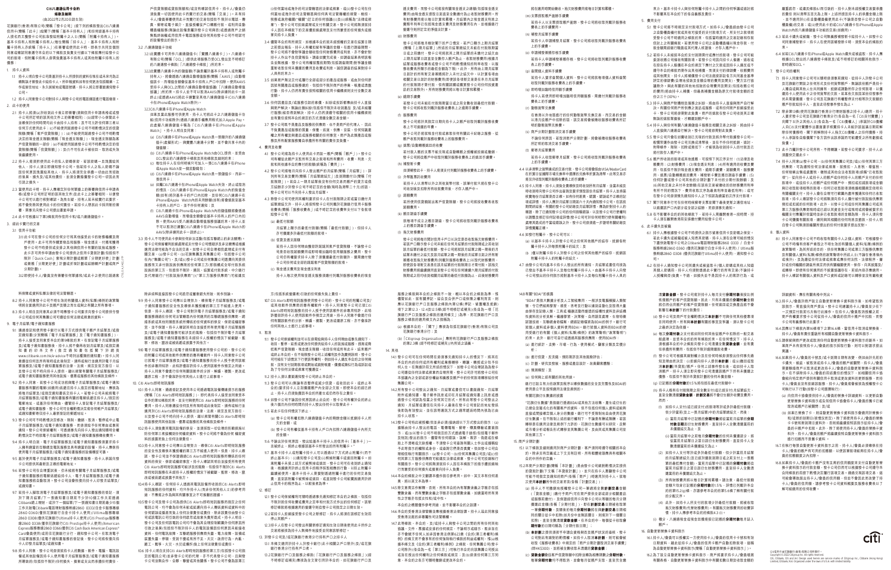# CitiUL迷你信用卡合約

## 條款及細則

(由2022年2月20日起生效)